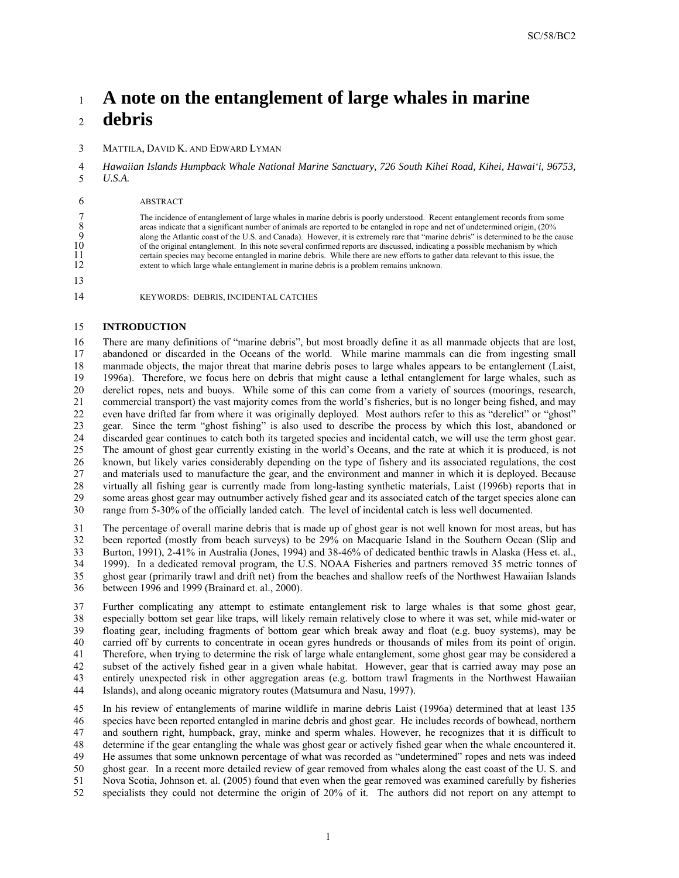# A note on the entanglement of large whales in marine debris

MATTILA, DAVID K. AND EDWARD LYMAN

*Hawaiian Islands Humpback Whale National Marine Sanctuary, 726 South Kihei Road, Kihei, Hawai'i, 96753, U.S.A.*

ABSTRACT

The incidence of entanglement of large whales in marine debris is poorly understood. Recent entanglement records from some areas indicate that a significant number of animals are reported to be entangled in rope and net of undetermined origin, (20% along the Atlantic coast of the U.S. and Canada). However, it is extremely rare that "marine debris" is determined to be the cause of the original entanglement. In this note several confirmed reports are discussed, indicating a possible mechanism by which certain species may become entangled in marine debris. While there are new efforts to gather data relevant to this issue, the extent to which large whale entanglement in marine debris is a problem remains unknown.

KEYWORDS: DEBRIS, INCIDENTAL CATCHES

## INTRODUCTION

There are many definitions of "marine debris", but most broadly define it as all manmade objects that are lost, abandoned or discarded in the Oceans of the world. While marine mammals can die from ingesting small manmade objects, the major threat that marine debris poses to large whales appears to be entanglement (Laist, 1996a). Therefore, we focus here on debris that might cause a lethal entanglement for large whales, such as derelict ropes, nets and buoys. While some of this can come from a variety of sources (moorings, research, commercial transport) the vast majority comes from the world's fisheries, but is no longer being fished, and may even have drifted far from where it was originally deployed. Most authors refer to this as "derelict" or "ghost" gear. Since the term "ghost fishing" is also used to describe the process by which this lost, abandoned or discarded gear continues to catch both its targeted species and incidental catch, we will use the term ghost gear. The amount of ghost gear currently existing in the world's Oceans, and the rate at which it is produced, is not known, but likely varies considerably depending on the type of fishery and its associated regulations, the cost and materials used to manufacture the gear, and the environment and manner in which it is deployed. Because virtually all fishing gear is currently made from long-lasting synthetic materials, Laist (1996b) reports that in some areas ghost gear may outnumber actively fished gear and its associated catch of the target species alone can range from 5-30% of the officially landed catch. The level of incidental catch is less well documented.

The percentage of overall marine debris that is made up of ghost gear is not well known for most areas, but has been reported (mostly from beach surveys) to be 29% on Macquarie Island in the Southern Ocean (Slip and Burton, 1991), 2-41% in Australia (Jones, 1994) and 38-46% of dedicated benthic trawls in Alaska (Hess et. al., 1999). In a dedicated removal program, the U.S. NOAA Fisheries and partners removed 35 metric tonnes of ghost gear (primarily trawl and drift net) from the beaches and shallow reefs of the Northwest Hawaiian Islands between 1996 and 1999 (Brainard et. al., 2000).

Further complicating any attempt to estimate entanglement risk to large whales is that some ghost gear, especially bottom set gear like traps, will likely remain relatively close to where it was set, while mid-water or floating gear, including fragments of bottom gear which break away and float (e.g. buoy systems), may be carried off by currents to concentrate in ocean gyres hundreds or thousands of miles from its point of origin. Therefore, when trying to determine the risk of large whale entanglement, some ghost gear may be considered a subset of the actively fished gear in a given whale habitat. However, gear that is carried away may pose an entirely unexpected risk in other aggregation areas (e.g. bottom trawl fragments in the Northwest Hawaiian Islands), and along oceanic migratory routes (Matsumura and Nasu, 1997).

In his review of entanglements of marine wildlife in marine debris Laist (1996a) determined that at least 135 species have been reported entangled in marine debris and ghost gear. He includes records of bowhead, northern and southern right, humpback, gray, minke and sperm whales. However, he recognizes that it is difficult to determine if the gear entangling the whale was ghost gear or actively fished gear when the whale encountered it. He assumes that some unknown percentage of what was recorded as "undetermined" ropes and nets was indeed ghost gear. In a recent more detailed review of gear removed from whales along the east coast of the U. S. and Nova Scotia, Johnson et. al. (2005) found that even when the gear removed was examined carefully by fisheries specialists they could not determine the origin of 20% of it. The authors did not report on any attempt to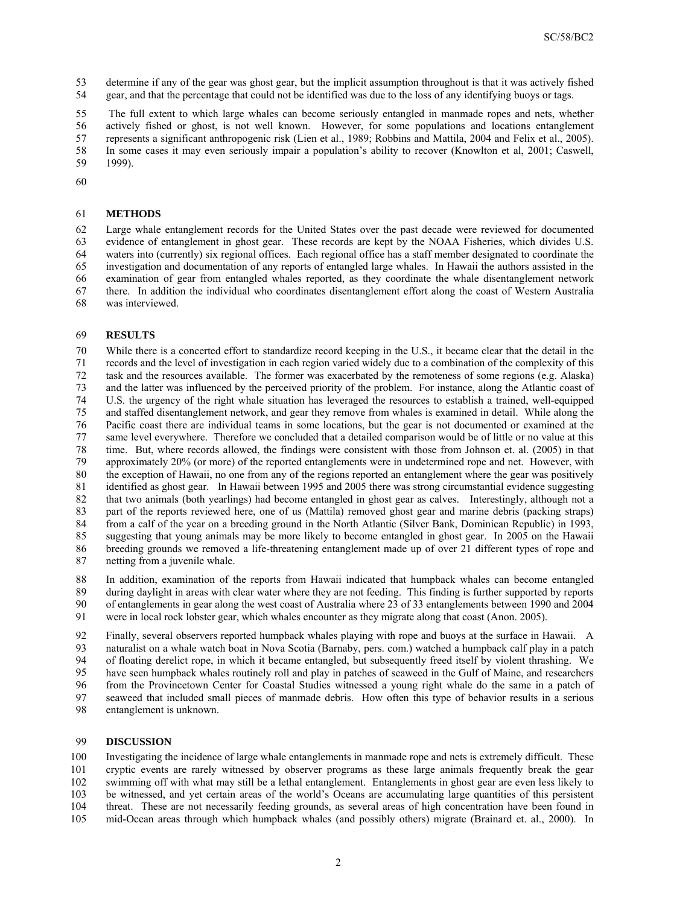determine if any of the gear was ghost gear, but the implicit assumption throughout is that it was actively fished gear, and that the percentage that could not be identified was due to the loss of any identifying buoys or tags.

The full extent to which large whales can become seriously entangled in manmade ropes and nets, whether actively fished or ghost, is not well known. However, for some populations and locations entanglement represents a significant anthropogenic risk (Lien et al., 1989; Robbins and Mattila, 2004 and Felix et al., 2005). In some cases it may even seriously impair a population's ability to recover (Knowlton et al, 2001; Caswell, 1999).

## METHODS

Large whale entanglement records for the United States over the past decade were reviewed for documented evidence of entanglement in ghost gear. These records are kept by the NOAA Fisheries, which divides U.S. waters into (currently) six regional offices. Each regional office has a staff member designated to coordinate the investigation and documentation of any reports of entangled large whales. In Hawaii the authors assisted in the examination of gear from entangled whales reported, as they coordinate the whale disentanglement network there. In addition the individual who coordinates disentanglement effort along the coast of Western Australia was interviewed.

## RESULTS

While there is a concerted effort to standardize record keeping in the U.S., it became clear that the detail in the records and the level of investigation in each region varied widely due to a combination of the complexity of this task and the resources available. The former was exacerbated by the remoteness of some regions (e.g. Alaska) and the latter was influenced by the perceived priority of the problem. For instance, along the Atlantic coast of U.S. the urgency of the right whale situation has leveraged the resources to establish a trained, well-equipped and staffed disentanglement network, and gear they remove from whales is examined in detail. While along the Pacific coast there are individual teams in some locations, but the gear is not documented or examined at the same level everywhere. Therefore we concluded that a detailed comparison would be of little or no value at this time. But, where records allowed, the findings were consistent with those from Johnson et. al. (2005) in that approximately 20% (or more) of the reported entanglements were in undetermined rope and net. However, with the exception of Hawaii, no one from any of the regions reported an entanglement where the gear was positively identified as ghost gear. In Hawaii between 1995 and 2005 there was strong circumstantial evidence suggesting that two animals (both yearlings) had become entangled in ghost gear as calves. Interestingly, although not a part of the reports reviewed here, one of us (Mattila) removed ghost gear and marine debris (packing straps) from a calf of the year on a breeding ground in the North Atlantic (Silver Bank, Dominican Republic) in 1993, suggesting that young animals may be more likely to become entangled in ghost gear. In 2005 on the Hawaii breeding grounds we removed a life-threatening entanglement made up of over 21 different types of rope and netting from a juvenile whale.

In addition, examination of the reports from Hawaii indicated that humpback whales can become entangled during daylight in areas with clear water where they are not feeding. This finding is further supported by reports of entanglements in gear along the west coast of Australia where 23 of 33 entanglements between 1990 and 2004 were in local rock lobster gear, which whales encounter as they migrate along that coast (Anon. 2005).

Finally, several observers reported humpback whales playing with rope and buoys at the surface in Hawaii. A naturalist on a whale watch boat in Nova Scotia (Barnaby, pers. com.) watched a humpback calf play in a patch of floating derelict rope, in which it became entangled, but subsequently freed itself by violent thrashing. We have seen humpback whales routinely roll and play in patches of seaweed in the Gulf of Maine, and researchers from the Provincetown Center for Coastal Studies witnessed a young right whale do the same in a patch of seaweed that included small pieces of manmade debris. How often this type of behavior results in a serious entanglement is unknown.

## DISCUSSION

Investigating the incidence of large whale entanglements in manmade rope and nets is extremely difficult. These cryptic events are rarely witnessed by observer programs as these large animals frequently break the gear swimming off with what may still be a lethal entanglement. Entanglements in ghost gear are even less likely to be witnessed, and yet certain areas of the world's Oceans are accumulating large quantities of this persistent threat. These are not necessarily feeding grounds, as several areas of high concentration have been found in mid-Ocean areas through which humpback whales (and possibly others) migrate (Brainard et. al., 2000). In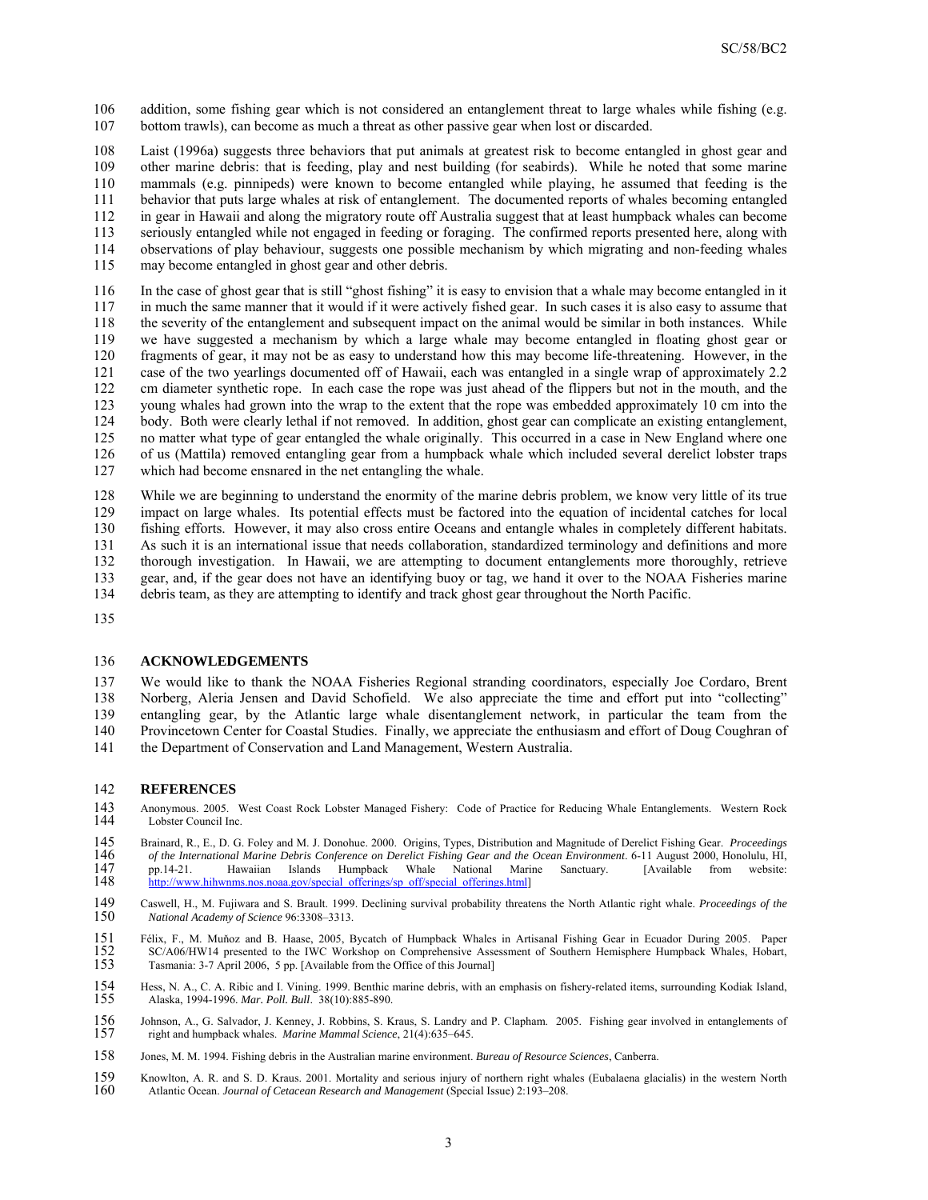addition, some fishing gear which is not considered an entanglement threat to large whales while fishing (e.g. bottom trawls), can become as much a threat as other passive gear when lost or discarded.

Laist (1996a) suggests three behaviors that put animals at greatest risk to become entangled in ghost gear and other marine debris: that is feeding, play and nest building (for seabirds). While he noted that some marine mammals (e.g. pinnipeds) were known to become entangled while playing, he assumed that feeding is the behavior that puts large whales at risk of entanglement. The documented reports of whales becoming entangled in gear in Hawaii and along the migratory route off Australia suggest that at least humpback whales can become seriously entangled while not engaged in feeding or foraging. The confirmed reports presented here, along with observations of play behaviour, suggests one possible mechanism by which migrating and non-feeding whales may become entangled in ghost gear and other debris.

In the case of ghost gear that is still "ghost fishing" it is easy to envision that a whale may become entangled in it in much the same manner that it would if it were actively fished gear. In such cases it is also easy to assume that the severity of the entanglement and subsequent impact on the animal would be similar in both instances. While we have suggested a mechanism by which a large whale may become entangled in floating ghost gear or fragments of gear, it may not be as easy to understand how this may become life-threatening. However, in the case of the two yearlings documented off of Hawaii, each was entangled in a single wrap of approximately 2.2 cm diameter synthetic rope. In each case the rope was just ahead of the flippers but not in the mouth, and the young whales had grown into the wrap to the extent that the rope was embedded approximately 10 cm into the body. Both were clearly lethal if not removed. In addition, ghost gear can complicate an existing entanglement, no matter what type of gear entangled the whale originally. This occurred in a case in New England where one of us (Mattila) removed entangling gear from a humpback whale which included several derelict lobster traps which had become ensnared in the net entangling the whale.

While we are beginning to understand the enormity of the marine debris problem, we know very little of its true impact on large whales. Its potential effects must be factored into the equation of incidental catches for local fishing efforts. However, it may also cross entire Oceans and entangle whales in completely different habitats. As such it is an international issue that needs collaboration, standardized terminology and definitions and more thorough investigation. In Hawaii, we are attempting to document entanglements more thoroughly, retrieve gear, and, if the gear does not have an identifying buoy or tag, we hand it over to the NOAA Fisheries marine debris team, as they are attempting to identify and track ghost gear throughout the North Pacific.

## ACKNOWLEDGEMENTS

We would like to thank the NOAA Fisheries Regional stranding coordinators, especially Joe Cordaro, Brent Norberg, Aleria Jensen and David Schofield. We also appreciate the time and effort put into "collecting" entangling gear, by the Atlantic large whale disentanglement network, in particular the team from the Provincetown Center for Coastal Studies. Finally, we appreciate the enthusiasm and effort of Doug Coughran of the Department of Conservation and Land Management, Western Australia.

## REFERENCES

Anonymous. 2005. West Coast Rock Lobster Managed Fishery: Code of Practice for Reducing Whale Entanglements. Western Rock Lobster Council Inc.

Brainard, R., E., D. G. Foley and M. J. Donohue. 2000. Origins, Types, Distribution and Magnitude of Derelict Fishing Gear. *Proceedings of the International Marine Debris Conference on Derelict Fishing Gear and the Ocean Environment*. 6-11 August 2000, Honolulu, HI, pp.14-21. Hawaiian Islands Humpback Whale National Marine Sanctuary. [Available from website: http://www.hihwnms.nos.noaa.gov/special_offerings/sp_off/special_offerings.html]

Caswell, H., M. Fujiwara and S. Brault. 1999. Declining survival probability threatens the North Atlantic right whale. *Proceedings of the National Academy of Science* 96:3308–3313.

Félix, F., M. Muñoz and B. Haase, 2005, Bycatch of Humpback Whales in Artisanal Fishing Gear in Ecuador During 2005. Paper SC/A06/HW14 presented to the IWC Workshop on Comprehensive Assessment of Southern Hemisphere Humpback Whales, Hobart, Tasmania: 3-7 April 2006, 5 pp. [Available from the Office of this Journal]

Hess, N. A., C. A. Ribic and I. Vining. 1999. Benthic marine debris, with an emphasis on fishery-related items, surrounding Kodiak Island, Alaska, 1994-1996. *Mar. Poll. Bull*. 38(10):885-890.

Johnson, A., G. Salvador, J. Kenney, J. Robbins, S. Kraus, S. Landry and P. Clapham. 2005. Fishing gear involved in entanglements of right and humpback whales. *Marine Mammal Science*, 21(4):635–645.

Jones, M. M. 1994. Fishing debris in the Australian marine environment. *Bureau of Resource Sciences*, Canberra.

Knowlton, A. R. and S. D. Kraus. 2001. Mortality and serious injury of northern right whales (Eubalaena glacialis) in the western North Atlantic Ocean. *Journal of Cetacean Research and Management* (Special Issue) 2:193–208.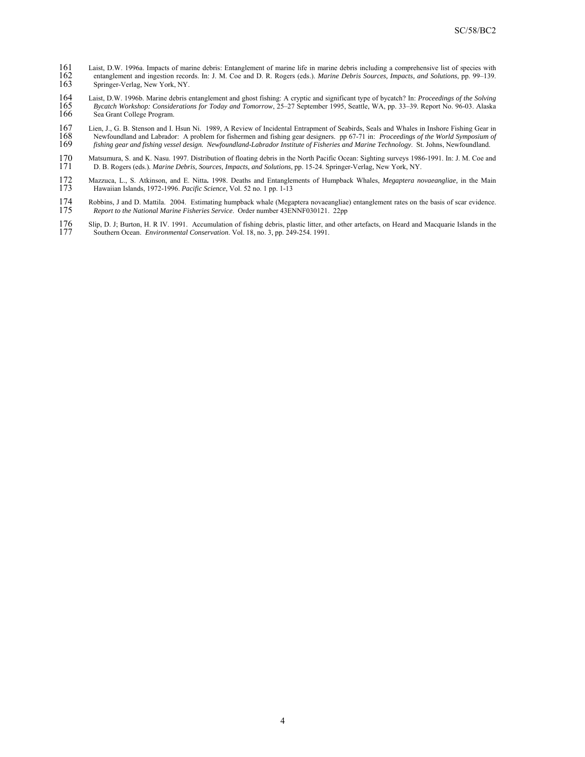Laist, D.W. 1996a. Impacts of marine debris: Entanglement of marine life in marine debris including a comprehensive list of species with entanglement and ingestion records. In: J. M. Coe and D. R. Rogers (eds.). *Marine Debris Sources, Impacts, and Solutions*, pp. 99–139. Springer-Verlag, New York, NY.

Laist, D.W. 1996b. Marine debris entanglement and ghost fishing: A cryptic and significant type of bycatch? In: *Proceedings of the Solving Bycatch Workshop: Considerations for Today and Tomorrow*, 25–27 September 1995, Seattle, WA, pp. 33–39. Report No. 96-03. Alaska Sea Grant College Program.

Lien, J., G. B. Stenson and I. Hsun Ni. 1989, A Review of Incidental Entrapment of Seabirds, Seals and Whales in Inshore Fishing Gear in Newfoundland and Labrador: A problem for fishermen and fishing gear designers. pp 67-71 in: *Proceedings of the World Symposium of fishing gear and fishing vessel design. Newfoundland-Labrador Institute of Fisheries and Marine Technology*. St. Johns, Newfoundland.

Matsumura, S. and K. Nasu. 1997. Distribution of floating debris in the North Pacific Ocean: Sighting surveys 1986-1991. In: J. M. Coe and D. B. Rogers (eds.). *Marine Debris, Sources, Impacts, and Solutions*, pp. 15-24. Springer-Verlag, New York, NY.

Mazzuca, L., S. Atkinson, and E. Nitta**.** 1998. Deaths and Entanglements of Humpback Whales, *Megaptera novaeangliae*, in the Main Hawaiian Islands, 1972-1996. *Pacific Science*, Vol. 52 no. 1 pp. 1-13

Robbins, J and D. Mattila. 2004. Estimating humpback whale (Megaptera novaeangliae) entanglement rates on the basis of scar evidence. *Report to the National Marine Fisheries Service*. Order number 43ENNF030121. 22pp

Slip, D. J; Burton, H. R IV. 1991. Accumulation of fishing debris, plastic litter, and other artefacts, on Heard and Macquarie Islands in the Southern Ocean. *Environmental Conservation*. Vol. 18, no. 3, pp. 249-254. 1991.